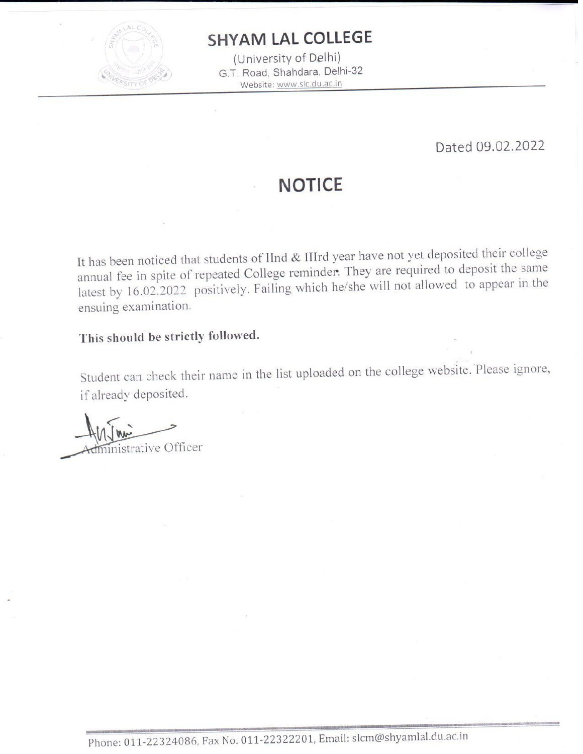# SHYAM LAL COLLEGE

(University of Delhi)
G.T. Road, Shahdara, Delhi-32
Website: www.slc.du.ac.in

Dated 09.02.2022

## NOTICE

It has been noticed that students of IInd & IIIrd year have not yet deposited their college annual fee in spite of repeated College reminder. They are required to deposit the same latest by 16.02.2022 positively. Failing which he/she will not allowed to appear in the ensuing examination.

**This should be strictly followed.**

Student can check their name in the list uploaded on the college website. Please ignore, if already deposited.

Administrative Officer

Phone: 011-22324086, Fax No. 011-22322201, Email: slcm@shyamlal.du.ac.in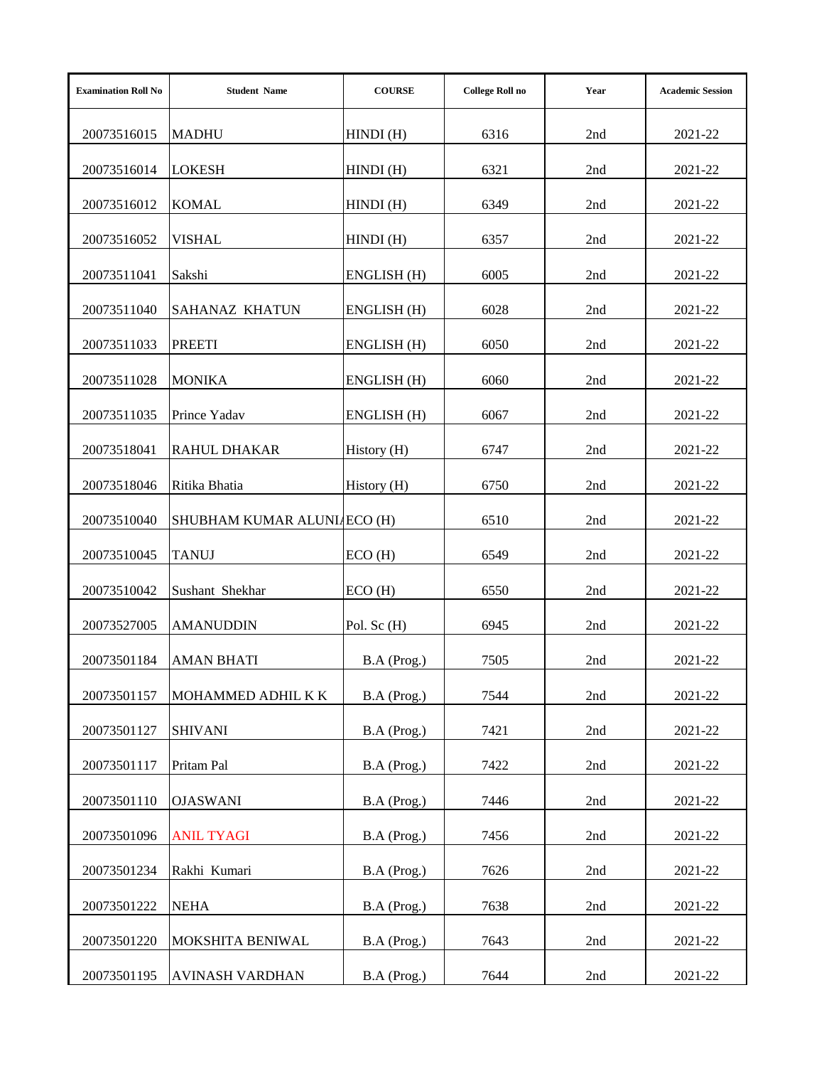| Examination Roll No | Student Name | COURSE | College Roll no | Year | Academic Session |
|---|---|---|---|---|---|
| 20073516015 | MADHU | HINDI (H) | 6316 | 2nd | 2021-22 |
| 20073516014 | LOKESH | HINDI (H) | 6321 | 2nd | 2021-22 |
| 20073516012 | KOMAL | HINDI (H) | 6349 | 2nd | 2021-22 |
| 20073516052 | VISHAL | HINDI (H) | 6357 | 2nd | 2021-22 |
| 20073511041 | Sakshi | ENGLISH (H) | 6005 | 2nd | 2021-22 |
| 20073511040 | SAHANAZ KHATUN | ENGLISH (H) | 6028 | 2nd | 2021-22 |
| 20073511033 | PREETI | ENGLISH (H) | 6050 | 2nd | 2021-22 |
| 20073511028 | MONIKA | ENGLISH (H) | 6060 | 2nd | 2021-22 |
| 20073511035 | Prince Yadav | ENGLISH (H) | 6067 | 2nd | 2021-22 |
| 20073518041 | RAHUL DHAKAR | History (H) | 6747 | 2nd | 2021-22 |
| 20073518046 | Ritika Bhatia | History (H) | 6750 | 2nd | 2021-22 |
| 20073510040 | SHUBHAM KUMAR ALUNI/ | ECO (H) | 6510 | 2nd | 2021-22 |
| 20073510045 | TANUJ | ECO (H) | 6549 | 2nd | 2021-22 |
| 20073510042 | Sushant Shekhar | ECO (H) | 6550 | 2nd | 2021-22 |
| 20073527005 | AMANUDDIN | Pol. Sc (H) | 6945 | 2nd | 2021-22 |
| 20073501184 | AMAN BHATI | B.A (Prog.) | 7505 | 2nd | 2021-22 |
| 20073501157 | MOHAMMED ADHIL K K | B.A (Prog.) | 7544 | 2nd | 2021-22 |
| 20073501127 | SHIVANI | B.A (Prog.) | 7421 | 2nd | 2021-22 |
| 20073501117 | Pritam Pal | B.A (Prog.) | 7422 | 2nd | 2021-22 |
| 20073501110 | OJASWANI | B.A (Prog.) | 7446 | 2nd | 2021-22 |
| 20073501096 | ANIL TYAGI | B.A (Prog.) | 7456 | 2nd | 2021-22 |
| 20073501234 | Rakhi Kumari | B.A (Prog.) | 7626 | 2nd | 2021-22 |
| 20073501222 | NEHA | B.A (Prog.) | 7638 | 2nd | 2021-22 |
| 20073501220 | MOKSHITA BENIWAL | B.A (Prog.) | 7643 | 2nd | 2021-22 |
| 20073501195 | AVINASH VARDHAN | B.A (Prog.) | 7644 | 2nd | 2021-22 |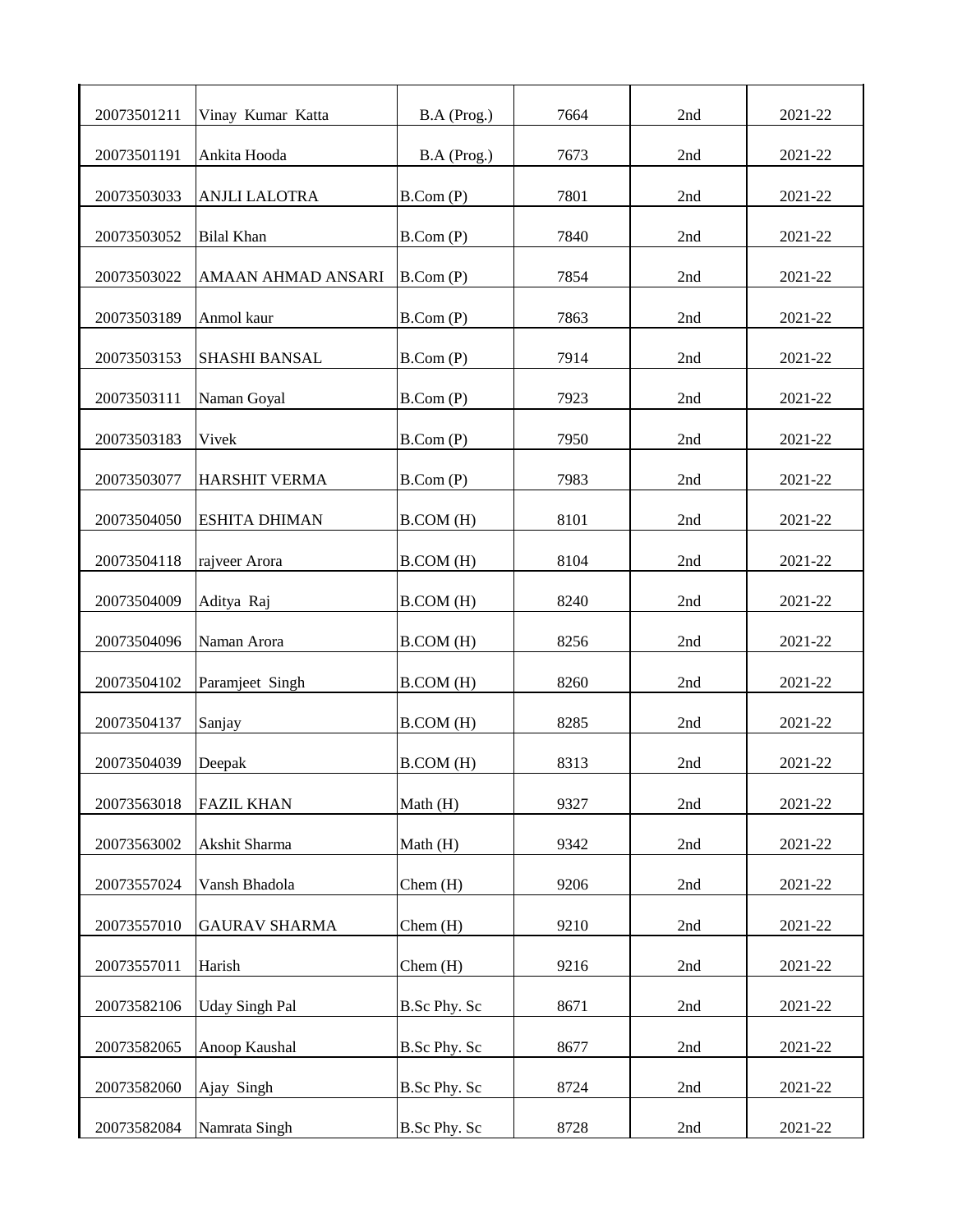| | | | | | |
|---|---|---|---|---|---|
| 20073501211 | Vinay Kumar Katta | B.A (Prog.) | 7664 | 2nd | 2021-22 |
| 20073501191 | Ankita Hooda | B.A (Prog.) | 7673 | 2nd | 2021-22 |
| 20073503033 | ANJLI LALOTRA | B.Com (P) | 7801 | 2nd | 2021-22 |
| 20073503052 | Bilal Khan | B.Com (P) | 7840 | 2nd | 2021-22 |
| 20073503022 | AMAAN AHMAD ANSARI | B.Com (P) | 7854 | 2nd | 2021-22 |
| 20073503189 | Anmol kaur | B.Com (P) | 7863 | 2nd | 2021-22 |
| 20073503153 | SHASHI BANSAL | B.Com (P) | 7914 | 2nd | 2021-22 |
| 20073503111 | Naman Goyal | B.Com (P) | 7923 | 2nd | 2021-22 |
| 20073503183 | Vivek | B.Com (P) | 7950 | 2nd | 2021-22 |
| 20073503077 | HARSHIT VERMA | B.Com (P) | 7983 | 2nd | 2021-22 |
| 20073504050 | ESHITA DHIMAN | B.COM (H) | 8101 | 2nd | 2021-22 |
| 20073504118 | rajveer Arora | B.COM (H) | 8104 | 2nd | 2021-22 |
| 20073504009 | Aditya Raj | B.COM (H) | 8240 | 2nd | 2021-22 |
| 20073504096 | Naman Arora | B.COM (H) | 8256 | 2nd | 2021-22 |
| 20073504102 | Paramjeet Singh | B.COM (H) | 8260 | 2nd | 2021-22 |
| 20073504137 | Sanjay | B.COM (H) | 8285 | 2nd | 2021-22 |
| 20073504039 | Deepak | B.COM (H) | 8313 | 2nd | 2021-22 |
| 20073563018 | FAZIL KHAN | Math (H) | 9327 | 2nd | 2021-22 |
| 20073563002 | Akshit Sharma | Math (H) | 9342 | 2nd | 2021-22 |
| 20073557024 | Vansh Bhadola | Chem (H) | 9206 | 2nd | 2021-22 |
| 20073557010 | GAURAV SHARMA | Chem (H) | 9210 | 2nd | 2021-22 |
| 20073557011 | Harish | Chem (H) | 9216 | 2nd | 2021-22 |
| 20073582106 | Uday Singh Pal | B.Sc Phy. Sc | 8671 | 2nd | 2021-22 |
| 20073582065 | Anoop Kaushal | B.Sc Phy. Sc | 8677 | 2nd | 2021-22 |
| 20073582060 | Ajay Singh | B.Sc Phy. Sc | 8724 | 2nd | 2021-22 |
| 20073582084 | Namrata Singh | B.Sc Phy. Sc | 8728 | 2nd | 2021-22 |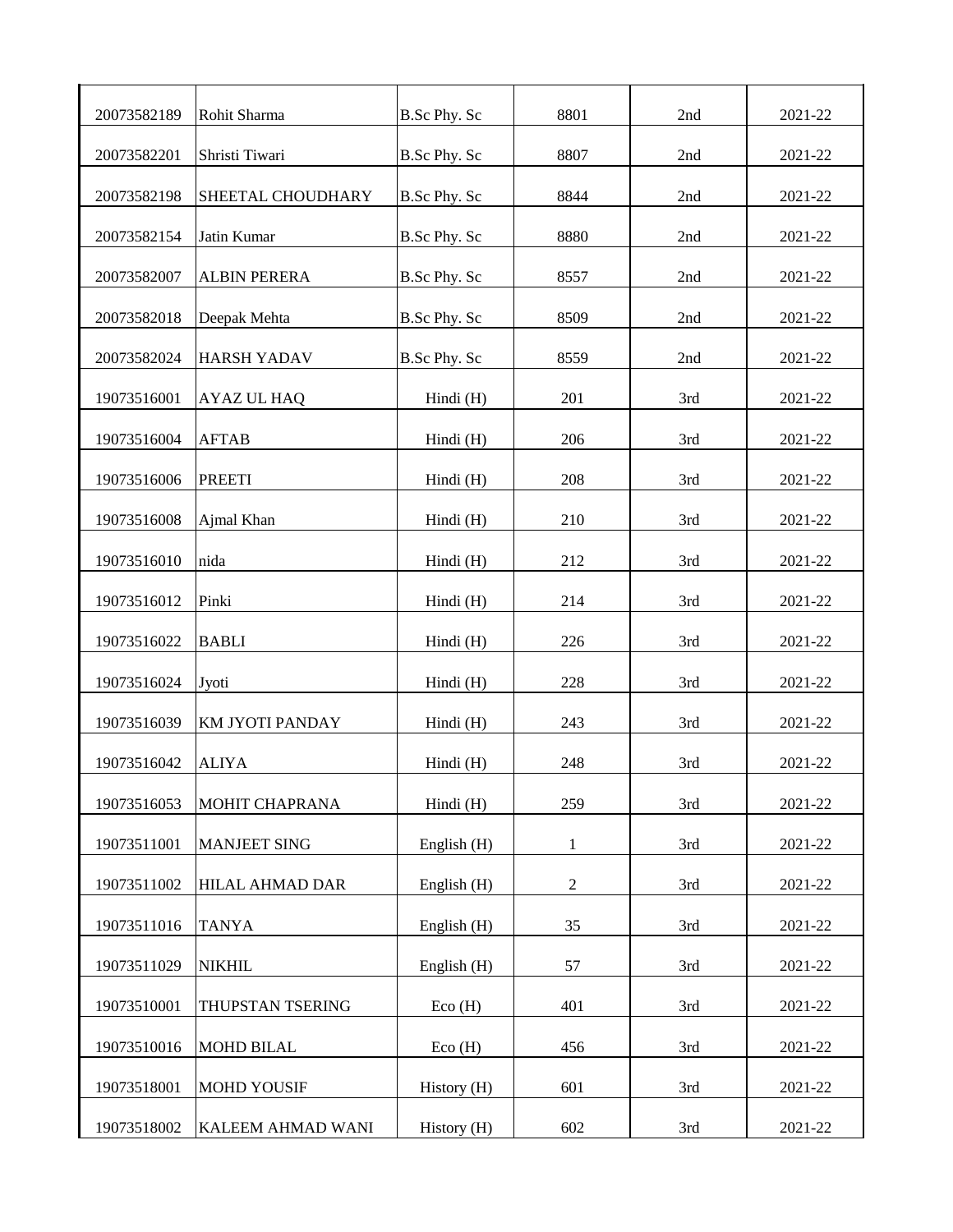| | | | | | |
|---|---|---|---|---|---|
| 20073582189 | Rohit Sharma | B.Sc Phy. Sc | 8801 | 2nd | 2021-22 |
| 20073582201 | Shristi Tiwari | B.Sc Phy. Sc | 8807 | 2nd | 2021-22 |
| 20073582198 | SHEETAL CHOUDHARY | B.Sc Phy. Sc | 8844 | 2nd | 2021-22 |
| 20073582154 | Jatin Kumar | B.Sc Phy. Sc | 8880 | 2nd | 2021-22 |
| 20073582007 | ALBIN PERERA | B.Sc Phy. Sc | 8557 | 2nd | 2021-22 |
| 20073582018 | Deepak Mehta | B.Sc Phy. Sc | 8509 | 2nd | 2021-22 |
| 20073582024 | HARSH YADAV | B.Sc Phy. Sc | 8559 | 2nd | 2021-22 |
| 19073516001 | AYAZ UL HAQ | Hindi (H) | 201 | 3rd | 2021-22 |
| 19073516004 | AFTAB | Hindi (H) | 206 | 3rd | 2021-22 |
| 19073516006 | PREETI | Hindi (H) | 208 | 3rd | 2021-22 |
| 19073516008 | Ajmal Khan | Hindi (H) | 210 | 3rd | 2021-22 |
| 19073516010 | nida | Hindi (H) | 212 | 3rd | 2021-22 |
| 19073516012 | Pinki | Hindi (H) | 214 | 3rd | 2021-22 |
| 19073516022 | BABLI | Hindi (H) | 226 | 3rd | 2021-22 |
| 19073516024 | Jyoti | Hindi (H) | 228 | 3rd | 2021-22 |
| 19073516039 | KM JYOTI PANDAY | Hindi (H) | 243 | 3rd | 2021-22 |
| 19073516042 | ALIYA | Hindi (H) | 248 | 3rd | 2021-22 |
| 19073516053 | MOHIT CHAPRANA | Hindi (H) | 259 | 3rd | 2021-22 |
| 19073511001 | MANJEET SING | English (H) | 1 | 3rd | 2021-22 |
| 19073511002 | HILAL AHMAD DAR | English (H) | 2 | 3rd | 2021-22 |
| 19073511016 | TANYA | English (H) | 35 | 3rd | 2021-22 |
| 19073511029 | NIKHIL | English (H) | 57 | 3rd | 2021-22 |
| 19073510001 | THUPSTAN TSERING | Eco (H) | 401 | 3rd | 2021-22 |
| 19073510016 | MOHD BILAL | Eco (H) | 456 | 3rd | 2021-22 |
| 19073518001 | MOHD YOUSIF | History (H) | 601 | 3rd | 2021-22 |
| 19073518002 | KALEEM AHMAD WANI | History (H) | 602 | 3rd | 2021-22 |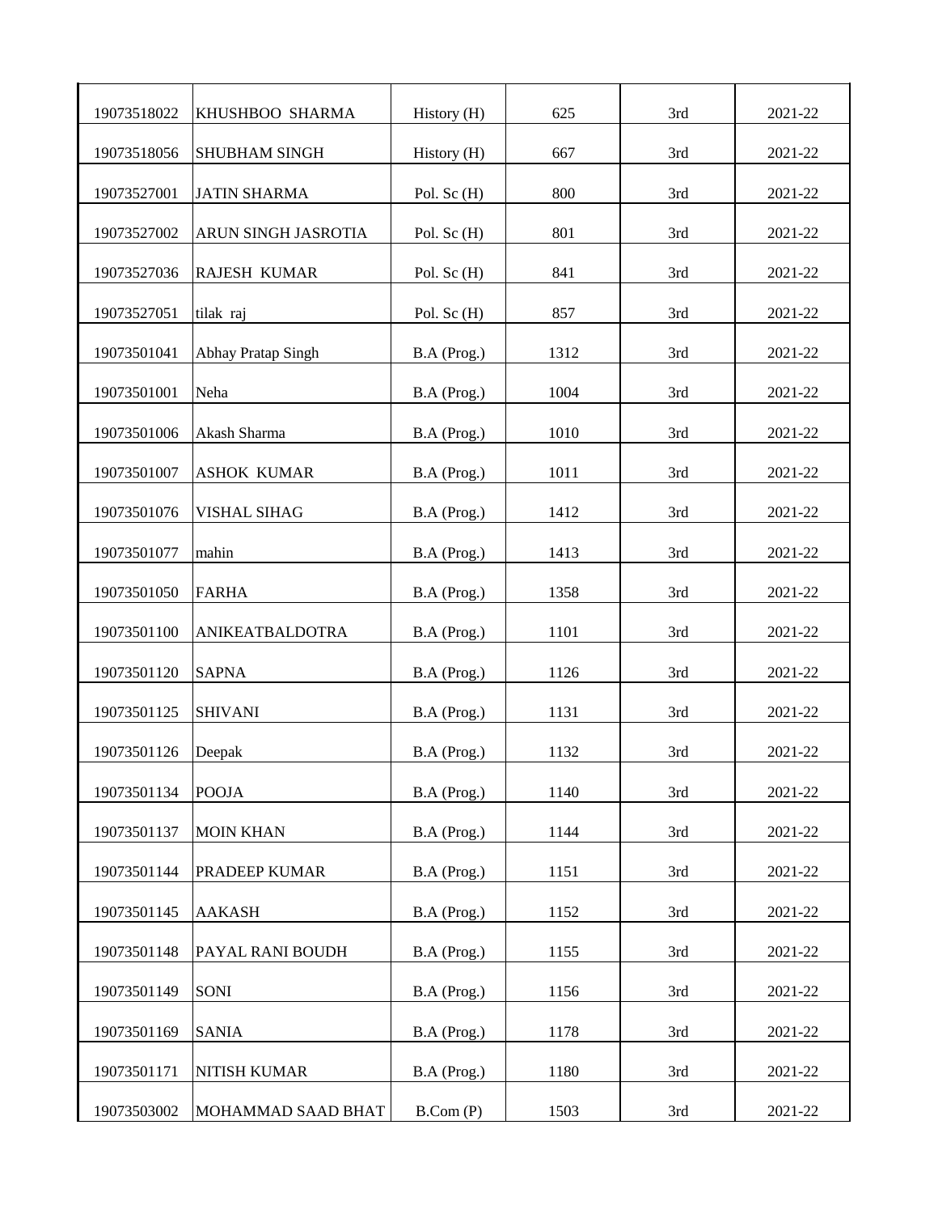| | | | | | |
|---|---|---|---|---|---|
| 19073518022 | KHUSHBOO SHARMA | History (H) | 625 | 3rd | 2021-22 |
| 19073518056 | SHUBHAM SINGH | History (H) | 667 | 3rd | 2021-22 |
| 19073527001 | JATIN SHARMA | Pol. Sc (H) | 800 | 3rd | 2021-22 |
| 19073527002 | ARUN SINGH JASROTIA | Pol. Sc (H) | 801 | 3rd | 2021-22 |
| 19073527036 | RAJESH KUMAR | Pol. Sc (H) | 841 | 3rd | 2021-22 |
| 19073527051 | tilak raj | Pol. Sc (H) | 857 | 3rd | 2021-22 |
| 19073501041 | Abhay Pratap Singh | B.A (Prog.) | 1312 | 3rd | 2021-22 |
| 19073501001 | Neha | B.A (Prog.) | 1004 | 3rd | 2021-22 |
| 19073501006 | Akash Sharma | B.A (Prog.) | 1010 | 3rd | 2021-22 |
| 19073501007 | ASHOK KUMAR | B.A (Prog.) | 1011 | 3rd | 2021-22 |
| 19073501076 | VISHAL SIHAG | B.A (Prog.) | 1412 | 3rd | 2021-22 |
| 19073501077 | mahin | B.A (Prog.) | 1413 | 3rd | 2021-22 |
| 19073501050 | FARHA | B.A (Prog.) | 1358 | 3rd | 2021-22 |
| 19073501100 | ANIKEATBALDOTRA | B.A (Prog.) | 1101 | 3rd | 2021-22 |
| 19073501120 | SAPNA | B.A (Prog.) | 1126 | 3rd | 2021-22 |
| 19073501125 | SHIVANI | B.A (Prog.) | 1131 | 3rd | 2021-22 |
| 19073501126 | Deepak | B.A (Prog.) | 1132 | 3rd | 2021-22 |
| 19073501134 | POOJA | B.A (Prog.) | 1140 | 3rd | 2021-22 |
| 19073501137 | MOIN KHAN | B.A (Prog.) | 1144 | 3rd | 2021-22 |
| 19073501144 | PRADEEP KUMAR | B.A (Prog.) | 1151 | 3rd | 2021-22 |
| 19073501145 | AAKASH | B.A (Prog.) | 1152 | 3rd | 2021-22 |
| 19073501148 | PAYAL RANI BOUDH | B.A (Prog.) | 1155 | 3rd | 2021-22 |
| 19073501149 | SONI | B.A (Prog.) | 1156 | 3rd | 2021-22 |
| 19073501169 | SANIA | B.A (Prog.) | 1178 | 3rd | 2021-22 |
| 19073501171 | NITISH KUMAR | B.A (Prog.) | 1180 | 3rd | 2021-22 |
| 19073503002 | MOHAMMAD SAAD BHAT | B.Com (P) | 1503 | 3rd | 2021-22 |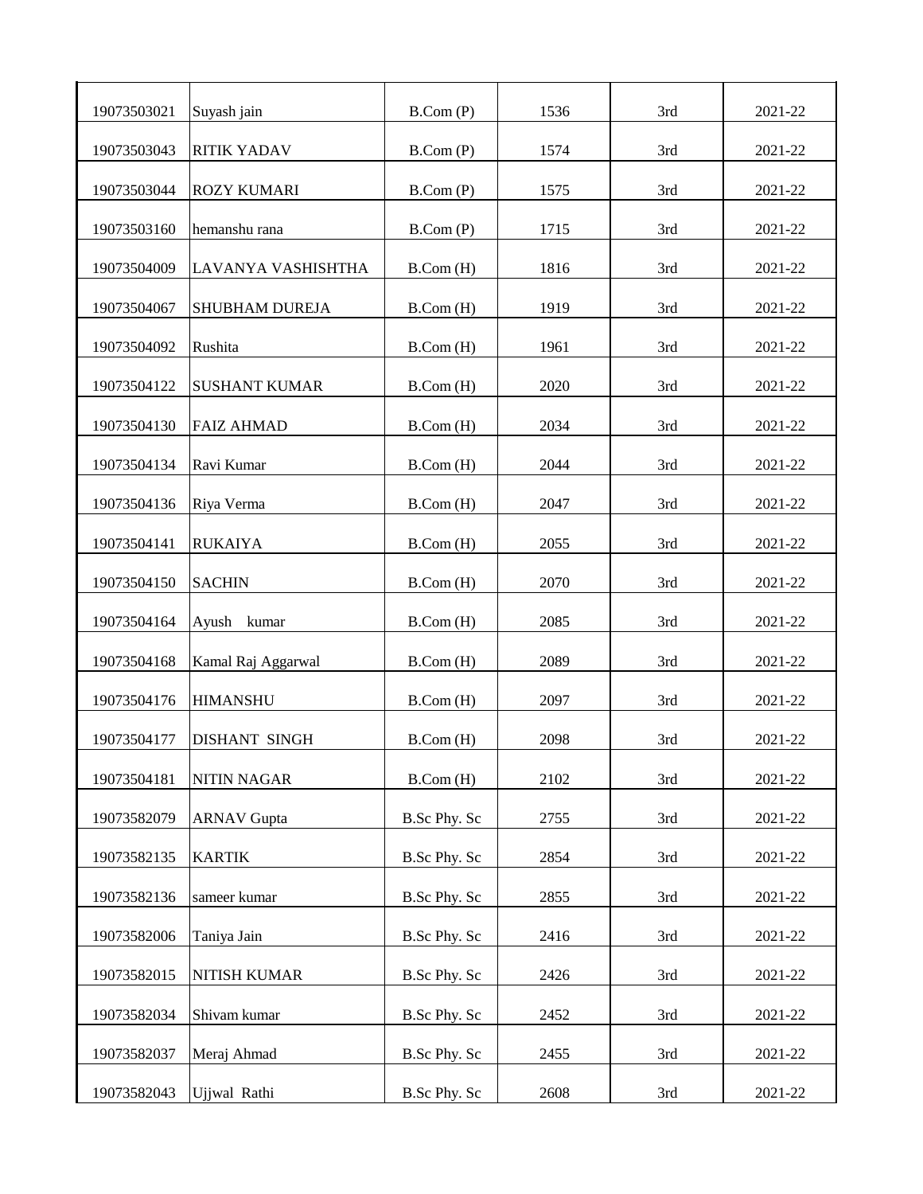| 19073503021 | Suyash jain | B.Com (P) | 1536 | 3rd | 2021-22 |
|---|---|---|---|---|---|
| 19073503043 | RITIK YADAV | B.Com (P) | 1574 | 3rd | 2021-22 |
| 19073503044 | ROZY KUMARI | B.Com (P) | 1575 | 3rd | 2021-22 |
| 19073503160 | hemanshu rana | B.Com (P) | 1715 | 3rd | 2021-22 |
| 19073504009 | LAVANYA VASHISHTHA | B.Com (H) | 1816 | 3rd | 2021-22 |
| 19073504067 | SHUBHAM DUREJA | B.Com (H) | 1919 | 3rd | 2021-22 |
| 19073504092 | Rushita | B.Com (H) | 1961 | 3rd | 2021-22 |
| 19073504122 | SUSHANT KUMAR | B.Com (H) | 2020 | 3rd | 2021-22 |
| 19073504130 | FAIZ AHMAD | B.Com (H) | 2034 | 3rd | 2021-22 |
| 19073504134 | Ravi Kumar | B.Com (H) | 2044 | 3rd | 2021-22 |
| 19073504136 | Riya Verma | B.Com (H) | 2047 | 3rd | 2021-22 |
| 19073504141 | RUKAIYA | B.Com (H) | 2055 | 3rd | 2021-22 |
| 19073504150 | SACHIN | B.Com (H) | 2070 | 3rd | 2021-22 |
| 19073504164 | Ayush kumar | B.Com (H) | 2085 | 3rd | 2021-22 |
| 19073504168 | Kamal Raj Aggarwal | B.Com (H) | 2089 | 3rd | 2021-22 |
| 19073504176 | HIMANSHU | B.Com (H) | 2097 | 3rd | 2021-22 |
| 19073504177 | DISHANT SINGH | B.Com (H) | 2098 | 3rd | 2021-22 |
| 19073504181 | NITIN NAGAR | B.Com (H) | 2102 | 3rd | 2021-22 |
| 19073582079 | ARNAV Gupta | B.Sc Phy. Sc | 2755 | 3rd | 2021-22 |
| 19073582135 | KARTIK | B.Sc Phy. Sc | 2854 | 3rd | 2021-22 |
| 19073582136 | sameer kumar | B.Sc Phy. Sc | 2855 | 3rd | 2021-22 |
| 19073582006 | Taniya Jain | B.Sc Phy. Sc | 2416 | 3rd | 2021-22 |
| 19073582015 | NITISH KUMAR | B.Sc Phy. Sc | 2426 | 3rd | 2021-22 |
| 19073582034 | Shivam kumar | B.Sc Phy. Sc | 2452 | 3rd | 2021-22 |
| 19073582037 | Meraj Ahmad | B.Sc Phy. Sc | 2455 | 3rd | 2021-22 |
| 19073582043 | Ujjwal Rathi | B.Sc Phy. Sc | 2608 | 3rd | 2021-22 |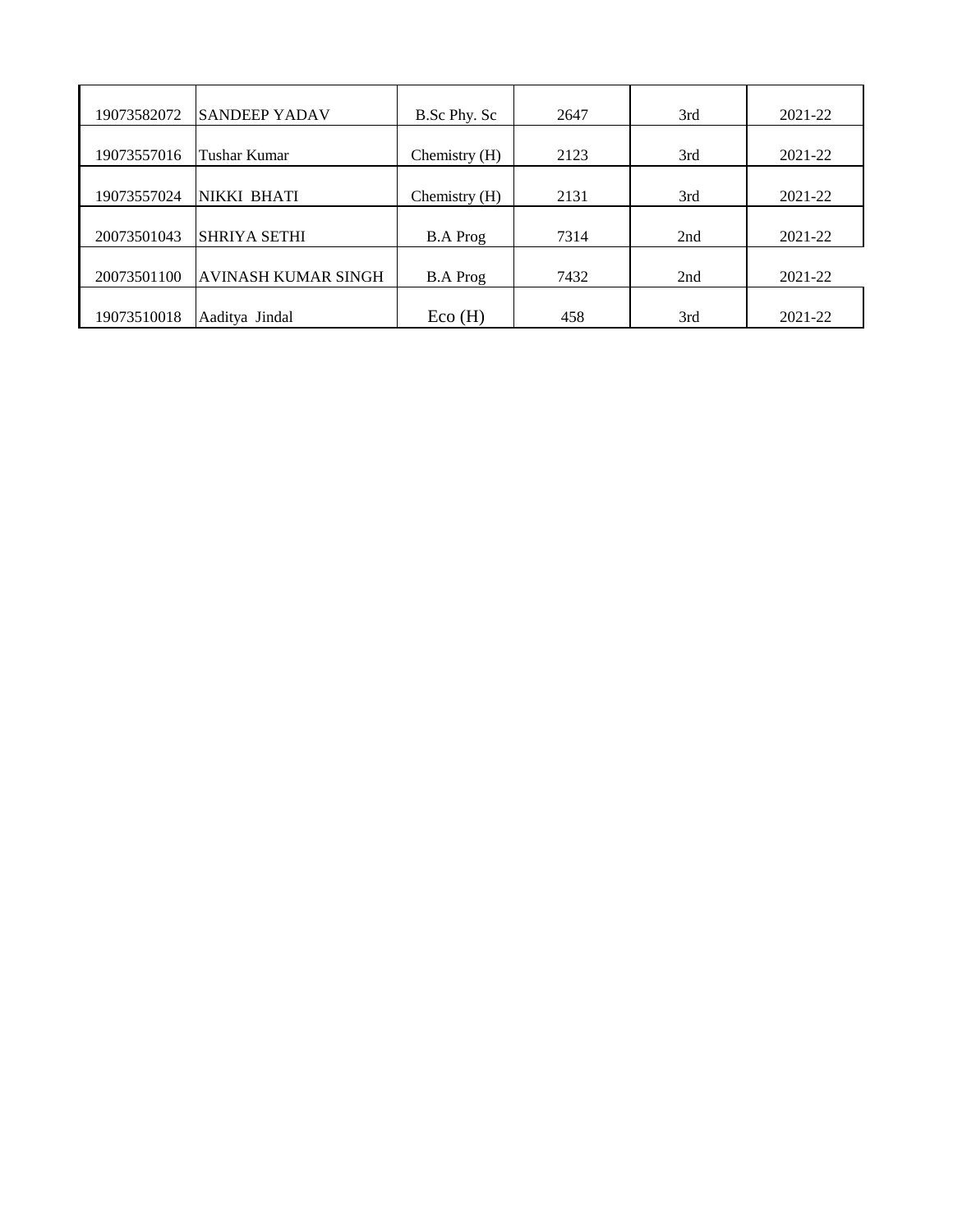| | | | | | |
|---|---|---|---|---|---|
| 19073582072 | SANDEEP YADAV | B.Sc Phy. Sc | 2647 | 3rd | 2021-22 |
| 19073557016 | Tushar Kumar | Chemistry (H) | 2123 | 3rd | 2021-22 |
| 19073557024 | NIKKI BHATI | Chemistry (H) | 2131 | 3rd | 2021-22 |
| 20073501043 | SHRIYA SETHI | B.A Prog | 7314 | 2nd | 2021-22 |
| 20073501100 | AVINASH KUMAR SINGH | B.A Prog | 7432 | 2nd | 2021-22 |
| 19073510018 | Aaditya Jindal | Eco (H) | 458 | 3rd | 2021-22 |